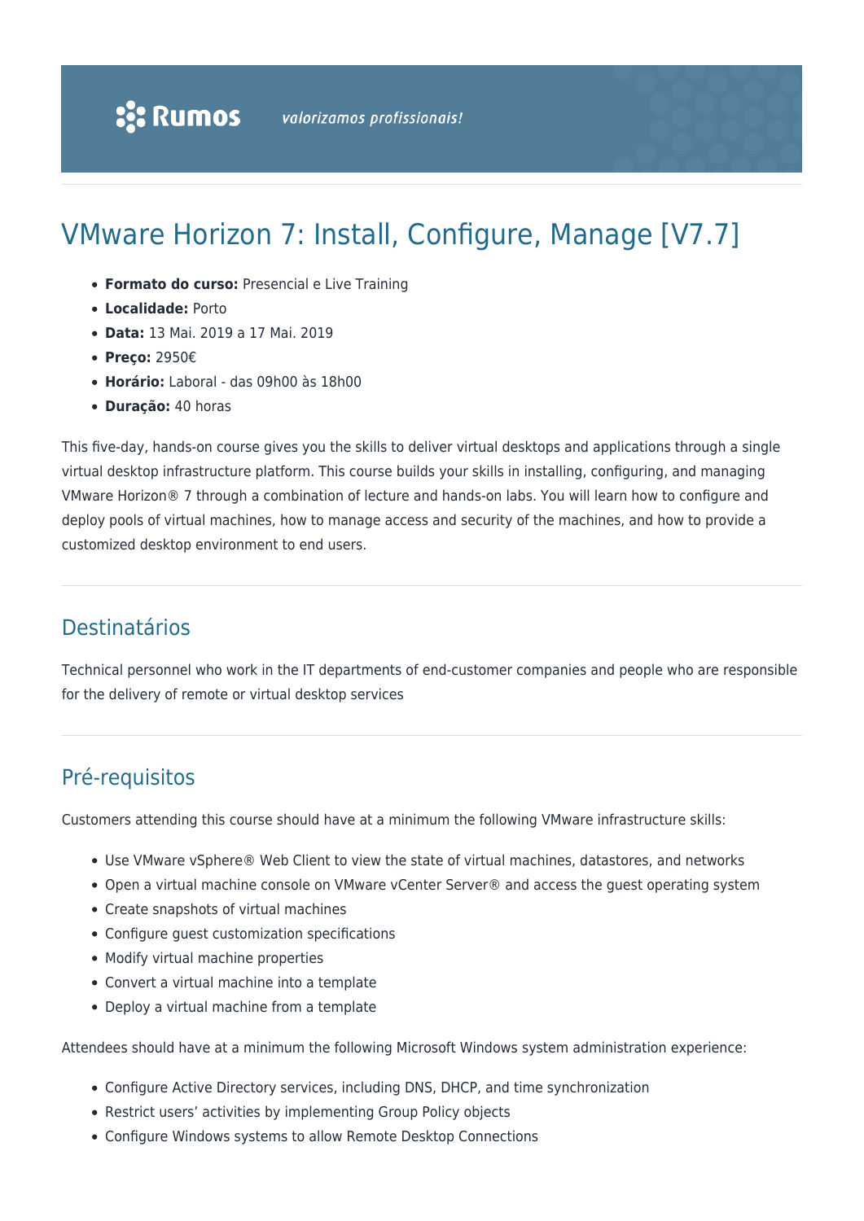# VMware Horizon 7: Install, Configure, Manage [V7.7]

- **Formato do curso:** Presencial e Live Training
- **Localidade:** Porto
- **Data:** 13 Mai. 2019 a 17 Mai. 2019
- **Preço:** 2950€
- **Horário:** Laboral - das 09h00 às 18h00
- **Duração:** 40 horas

This five-day, hands-on course gives you the skills to deliver virtual desktops and applications through a single virtual desktop infrastructure platform. This course builds your skills in installing, configuring, and managing VMware Horizon® 7 through a combination of lecture and hands-on labs. You will learn how to configure and deploy pools of virtual machines, how to manage access and security of the machines, and how to provide a customized desktop environment to end users.

## Destinatários

Technical personnel who work in the IT departments of end-customer companies and people who are responsible for the delivery of remote or virtual desktop services

## Pré-requisitos

Customers attending this course should have at a minimum the following VMware infrastructure skills:

- Use VMware vSphere® Web Client to view the state of virtual machines, datastores, and networks
- Open a virtual machine console on VMware vCenter Server® and access the guest operating system
- Create snapshots of virtual machines
- Configure guest customization specifications
- Modify virtual machine properties
- Convert a virtual machine into a template
- Deploy a virtual machine from a template

Attendees should have at a minimum the following Microsoft Windows system administration experience:

- Configure Active Directory services, including DNS, DHCP, and time synchronization
- Restrict users' activities by implementing Group Policy objects
- Configure Windows systems to allow Remote Desktop Connections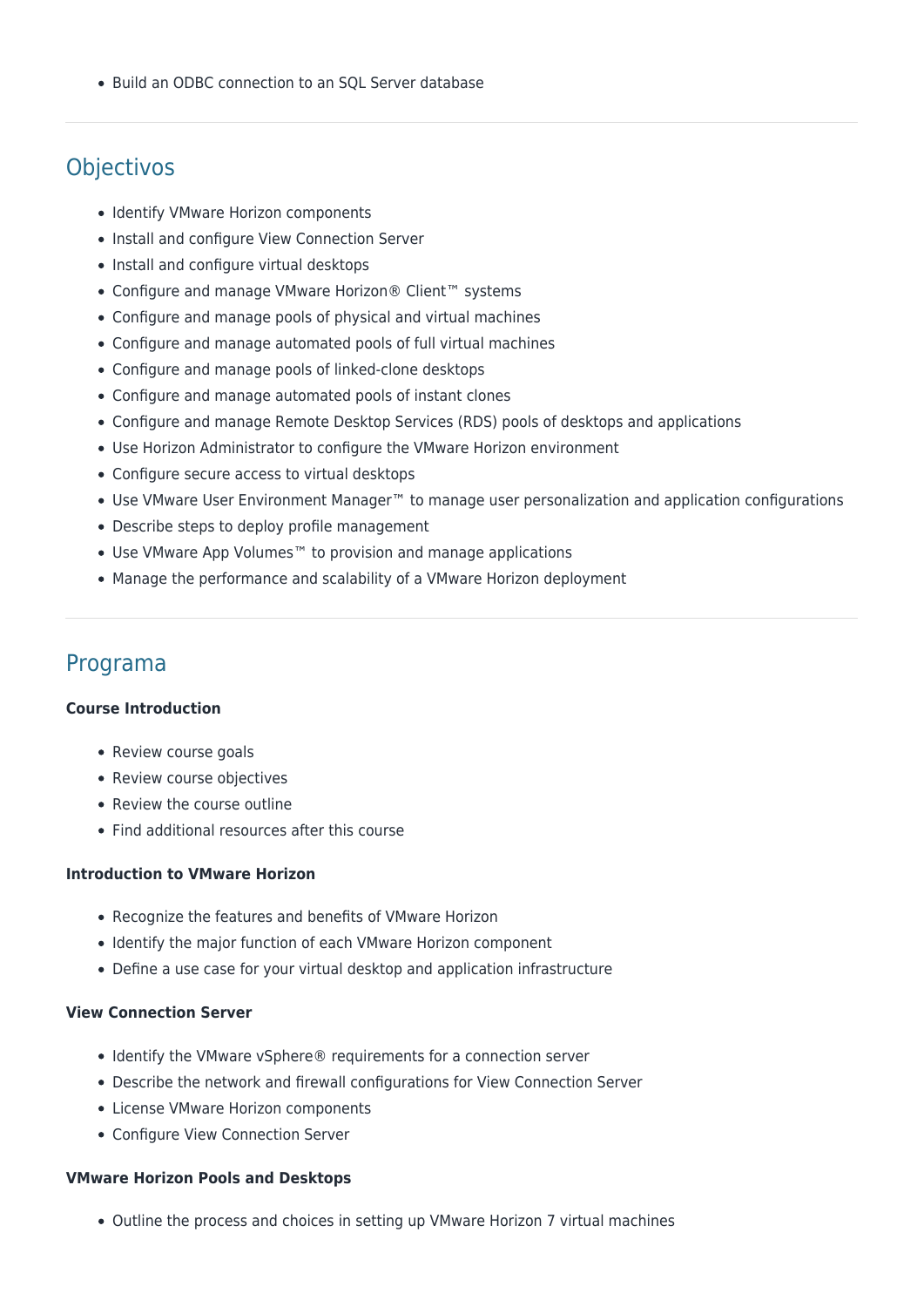- Build an ODBC connection to an SQL Server database

## Objectivos

- Identify VMware Horizon components
- Install and configure View Connection Server
- Install and configure virtual desktops
- Configure and manage VMware Horizon® Client™ systems
- Configure and manage pools of physical and virtual machines
- Configure and manage automated pools of full virtual machines
- Configure and manage pools of linked-clone desktops
- Configure and manage automated pools of instant clones
- Configure and manage Remote Desktop Services (RDS) pools of desktops and applications
- Use Horizon Administrator to configure the VMware Horizon environment
- Configure secure access to virtual desktops
- Use VMware User Environment Manager™ to manage user personalization and application configurations
- Describe steps to deploy profile management
- Use VMware App Volumes™ to provision and manage applications
- Manage the performance and scalability of a VMware Horizon deployment

## Programa

**Course Introduction**

- Review course goals
- Review course objectives
- Review the course outline
- Find additional resources after this course

**Introduction to VMware Horizon**

- Recognize the features and benefits of VMware Horizon
- Identify the major function of each VMware Horizon component
- Define a use case for your virtual desktop and application infrastructure

**View Connection Server**

- Identify the VMware vSphere® requirements for a connection server
- Describe the network and firewall configurations for View Connection Server
- License VMware Horizon components
- Configure View Connection Server

**VMware Horizon Pools and Desktops**

- Outline the process and choices in setting up VMware Horizon 7 virtual machines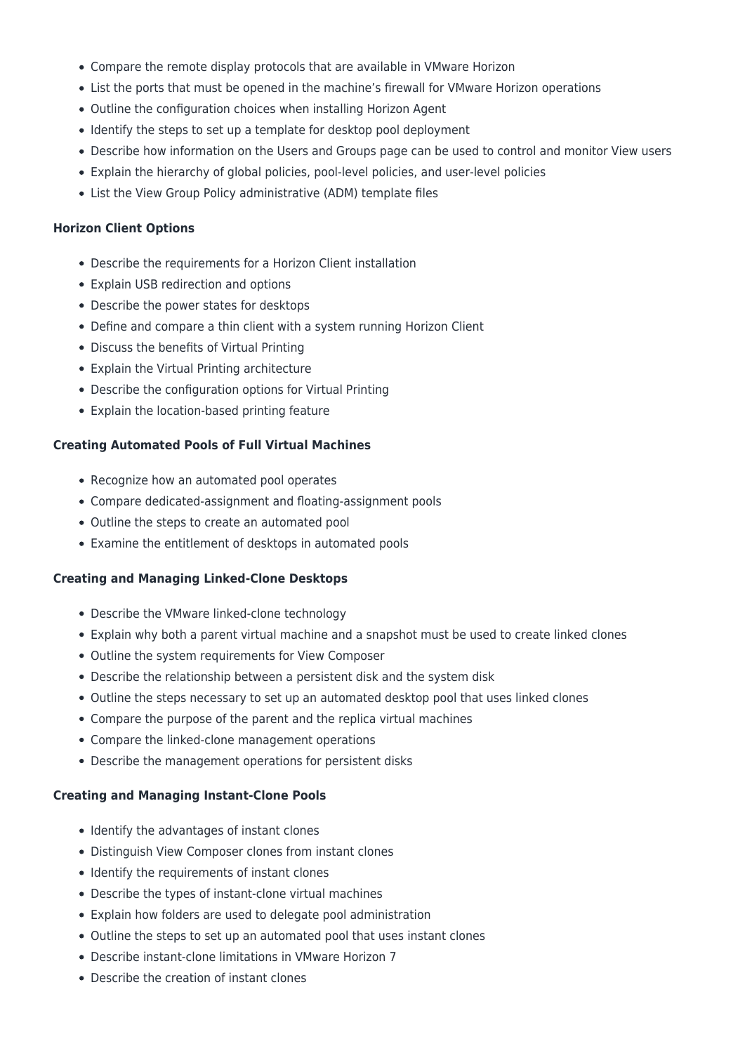- Compare the remote display protocols that are available in VMware Horizon
- List the ports that must be opened in the machine's firewall for VMware Horizon operations
- Outline the configuration choices when installing Horizon Agent
- Identify the steps to set up a template for desktop pool deployment
- Describe how information on the Users and Groups page can be used to control and monitor View users
- Explain the hierarchy of global policies, pool-level policies, and user-level policies
- List the View Group Policy administrative (ADM) template files

**Horizon Client Options**

- Describe the requirements for a Horizon Client installation
- Explain USB redirection and options
- Describe the power states for desktops
- Define and compare a thin client with a system running Horizon Client
- Discuss the benefits of Virtual Printing
- Explain the Virtual Printing architecture
- Describe the configuration options for Virtual Printing
- Explain the location-based printing feature

**Creating Automated Pools of Full Virtual Machines**

- Recognize how an automated pool operates
- Compare dedicated-assignment and floating-assignment pools
- Outline the steps to create an automated pool
- Examine the entitlement of desktops in automated pools

**Creating and Managing Linked-Clone Desktops**

- Describe the VMware linked-clone technology
- Explain why both a parent virtual machine and a snapshot must be used to create linked clones
- Outline the system requirements for View Composer
- Describe the relationship between a persistent disk and the system disk
- Outline the steps necessary to set up an automated desktop pool that uses linked clones
- Compare the purpose of the parent and the replica virtual machines
- Compare the linked-clone management operations
- Describe the management operations for persistent disks

**Creating and Managing Instant-Clone Pools**

- Identify the advantages of instant clones
- Distinguish View Composer clones from instant clones
- Identify the requirements of instant clones
- Describe the types of instant-clone virtual machines
- Explain how folders are used to delegate pool administration
- Outline the steps to set up an automated pool that uses instant clones
- Describe instant-clone limitations in VMware Horizon 7
- Describe the creation of instant clones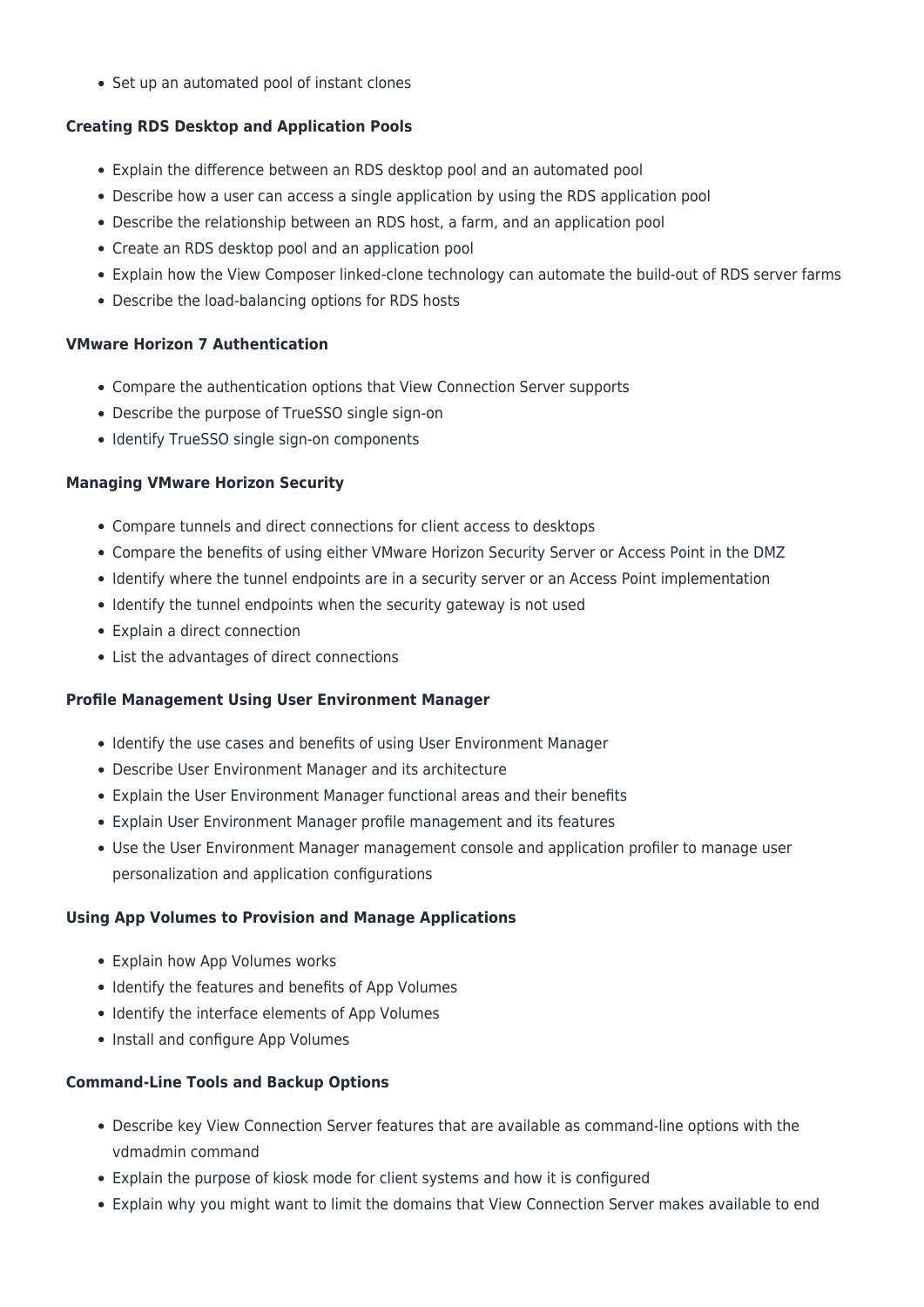- Set up an automated pool of instant clones

**Creating RDS Desktop and Application Pools**

- Explain the difference between an RDS desktop pool and an automated pool
- Describe how a user can access a single application by using the RDS application pool
- Describe the relationship between an RDS host, a farm, and an application pool
- Create an RDS desktop pool and an application pool
- Explain how the View Composer linked-clone technology can automate the build-out of RDS server farms
- Describe the load-balancing options for RDS hosts

**VMware Horizon 7 Authentication**

- Compare the authentication options that View Connection Server supports
- Describe the purpose of TrueSSO single sign-on
- Identify TrueSSO single sign-on components

**Managing VMware Horizon Security**

- Compare tunnels and direct connections for client access to desktops
- Compare the benefits of using either VMware Horizon Security Server or Access Point in the DMZ
- Identify where the tunnel endpoints are in a security server or an Access Point implementation
- Identify the tunnel endpoints when the security gateway is not used
- Explain a direct connection
- List the advantages of direct connections

**Profile Management Using User Environment Manager**

- Identify the use cases and benefits of using User Environment Manager
- Describe User Environment Manager and its architecture
- Explain the User Environment Manager functional areas and their benefits
- Explain User Environment Manager profile management and its features
- Use the User Environment Manager management console and application profiler to manage user personalization and application configurations

**Using App Volumes to Provision and Manage Applications**

- Explain how App Volumes works
- Identify the features and benefits of App Volumes
- Identify the interface elements of App Volumes
- Install and configure App Volumes

**Command-Line Tools and Backup Options**

- Describe key View Connection Server features that are available as command-line options with the vdmadmin command
- Explain the purpose of kiosk mode for client systems and how it is configured
- Explain why you might want to limit the domains that View Connection Server makes available to end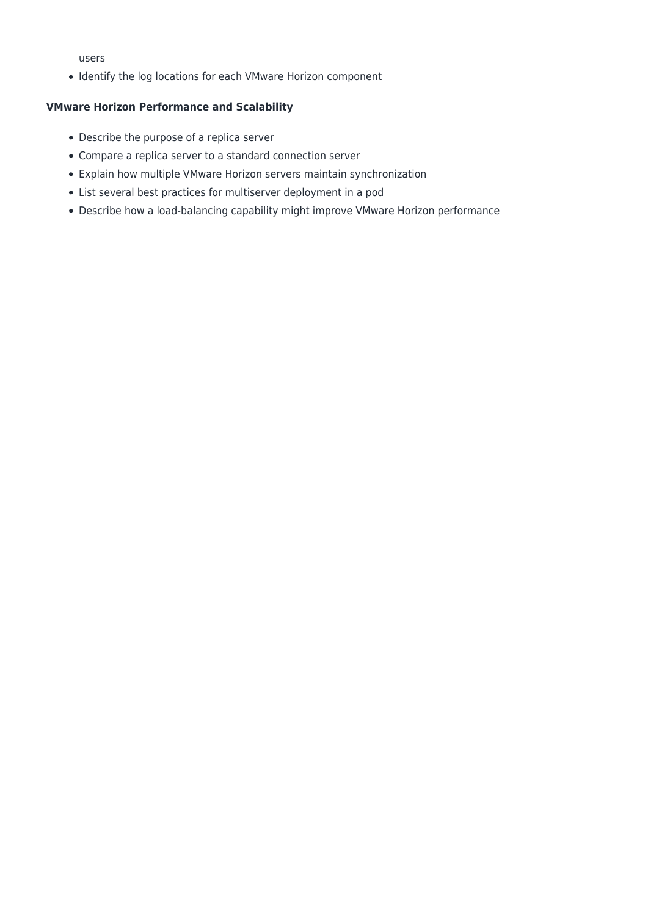users

- Identify the log locations for each VMware Horizon component

**VMware Horizon Performance and Scalability**

- Describe the purpose of a replica server
- Compare a replica server to a standard connection server
- Explain how multiple VMware Horizon servers maintain synchronization
- List several best practices for multiserver deployment in a pod
- Describe how a load-balancing capability might improve VMware Horizon performance